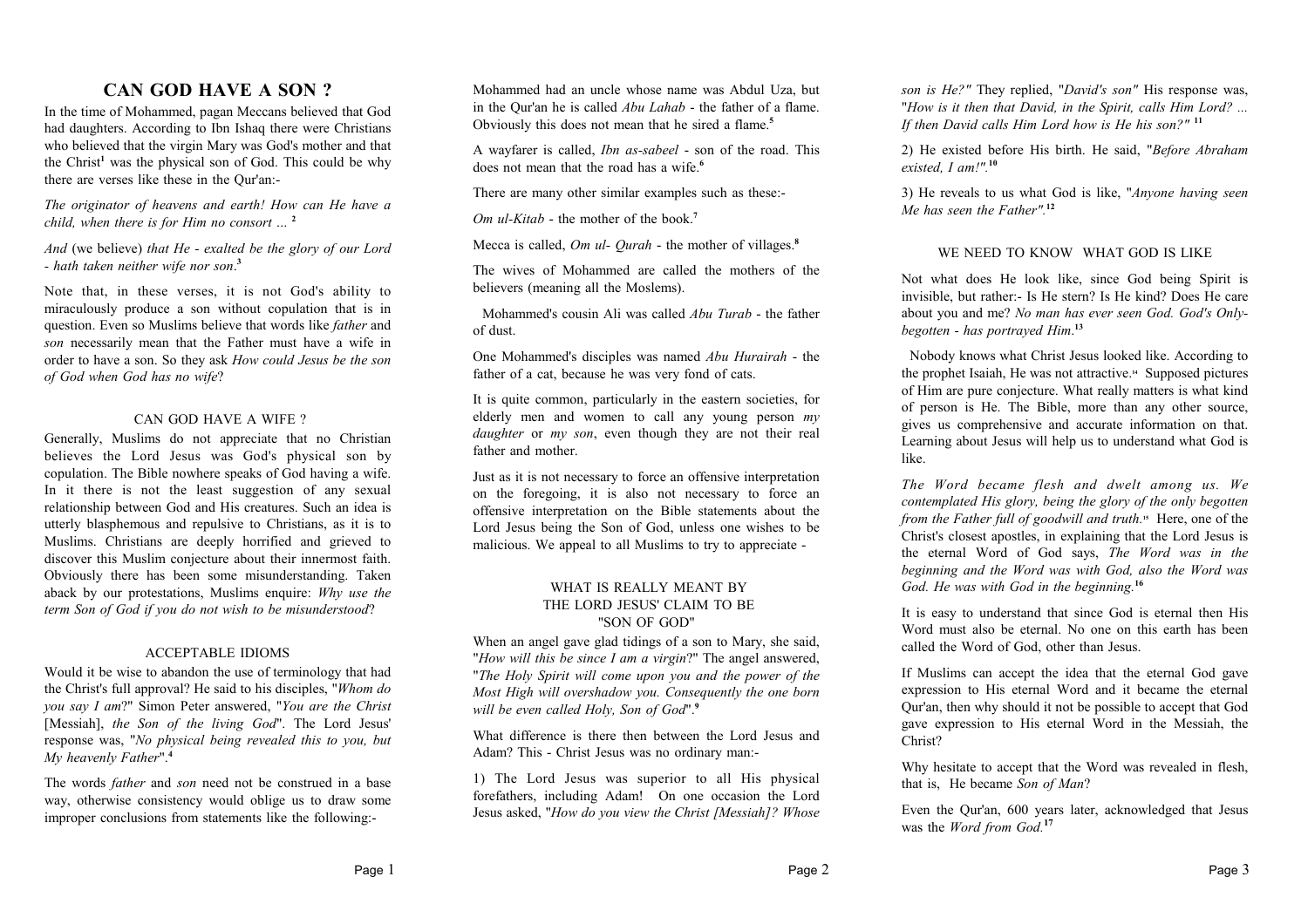# CAN GOD HAVE A SON ?

In the time of Mohammed, pagan Meccans believed that God had daughters. According to Ibn Ishaq there were Christians who believed that the virgin Mary was God's mother and that the Christ[1] was the physical son of God. This could be why there are verses like these in the Qur'an:-

*The originator of heavens and earth! How can He have a child, when there is for Him no consort ...* [2]

*And* (we believe) *that He - exalted be the glory of our Lord - hath taken neither wife nor son*.[3]

Note that, in these verses, it is not God's ability to miraculously produce a son without copulation that is in question. Even so Muslims believe that words like *father* and *son* necessarily mean that the Father must have a wife in order to have a son. So they ask *How could Jesus be the son of God when God has no wife*?

## CAN GOD HAVE A WIFE ?

Generally, Muslims do not appreciate that no Christian believes the Lord Jesus was God's physical son by copulation. The Bible nowhere speaks of God having a wife. In it there is not the least suggestion of any sexual relationship between God and His creatures. Such an idea is utterly blasphemous and repulsive to Christians, as it is to Muslims. Christians are deeply horrified and grieved to discover this Muslim conjecture about their innermost faith. Obviously there has been some misunderstanding. Taken aback by our protestations, Muslims enquire: *Why use the term Son of God if you do not wish to be misunderstood*?

## ACCEPTABLE IDIOMS

Would it be wise to abandon the use of terminology that had the Christ's full approval? He said to his disciples, "*Whom do you say I am*?" Simon Peter answered, "*You are the Christ* [Messiah], *the Son of the living God*". The Lord Jesus' response was, "*No physical being revealed this to you, but My heavenly Father*".[4]

The words *father* and *son* need not be construed in a base way, otherwise consistency would oblige us to draw some improper conclusions from statements like the following:-

Mohammed had an uncle whose name was Abdul Uza, but in the Qur'an he is called *Abu Lahab* - the father of a flame. Obviously this does not mean that he sired a flame.[5]

A wayfarer is called, *Ibn as-sabeel* - son of the road. This does not mean that the road has a wife.[6]

There are many other similar examples such as these:-

*Om ul-Kitab* - the mother of the book.[7]

Mecca is called, *Om ul- Qurah* - the mother of villages.[8]

The wives of Mohammed are called the mothers of the believers (meaning all the Moslems).

Mohammed's cousin Ali was called *Abu Turab* - the father of dust.

One Mohammed's disciples was named *Abu Hurairah* - the father of a cat, because he was very fond of cats.

It is quite common, particularly in the eastern societies, for elderly men and women to call any young person *my daughter* or *my son*, even though they are not their real father and mother.

Just as it is not necessary to force an offensive interpretation on the foregoing, it is also not necessary to force an offensive interpretation on the Bible statements about the Lord Jesus being the Son of God, unless one wishes to be malicious. We appeal to all Muslims to try to appreciate -

## WHAT IS REALLY MEANT BY THE LORD JESUS' CLAIM TO BE "SON OF GOD"

When an angel gave glad tidings of a son to Mary, she said, "*How will this be since I am a virgin*?" The angel answered, "*The Holy Spirit will come upon you and the power of the Most High will overshadow you. Consequently the one born will be even called Holy, Son of God*".[9]

What difference is there then between the Lord Jesus and Adam? This - Christ Jesus was no ordinary man:-

1) The Lord Jesus was superior to all His physical forefathers, including Adam! On one occasion the Lord Jesus asked, "*How do you view the Christ [Messiah]? Whose son is He?"* They replied, "*David's son"* His response was, "*How is it then that David, in the Spirit, calls Him Lord? ... If then David calls Him Lord how is He his son?"* [11]

2) He existed before His birth. He said, "*Before Abraham existed, I am!"*.[10]

3) He reveals to us what God is like, "*Anyone having seen Me has seen the Father"*.[12]

## WE NEED TO KNOW WHAT GOD IS LIKE

Not what does He look like, since God being Spirit is invisible, but rather:- Is He stern? Is He kind? Does He care about you and me? *No man has ever seen God. God's Only-begotten - has portrayed Him*.[13]

Nobody knows what Christ Jesus looked like. According to the prophet Isaiah, He was not attractive.[14] Supposed pictures of Him are pure conjecture. What really matters is what kind of person is He. The Bible, more than any other source, gives us comprehensive and accurate information on that. Learning about Jesus will help us to understand what God is like.

*The Word became flesh and dwelt among us. We contemplated His glory, being the glory of the only begotten from the Father full of goodwill and truth.*[15] Here, one of the Christ's closest apostles, in explaining that the Lord Jesus is the eternal Word of God says, *The Word was in the beginning and the Word was with God, also the Word was God. He was with God in the beginning.*[16]

It is easy to understand that since God is eternal then His Word must also be eternal. No one on this earth has been called the Word of God, other than Jesus.

If Muslims can accept the idea that the eternal God gave expression to His eternal Word and it became the eternal Qur'an, then why should it not be possible to accept that God gave expression to His eternal Word in the Messiah, the Christ?

Why hesitate to accept that the Word was revealed in flesh, that is, He became *Son of Man*?

Even the Qur'an, 600 years later, acknowledged that Jesus was the *Word from God.*[17]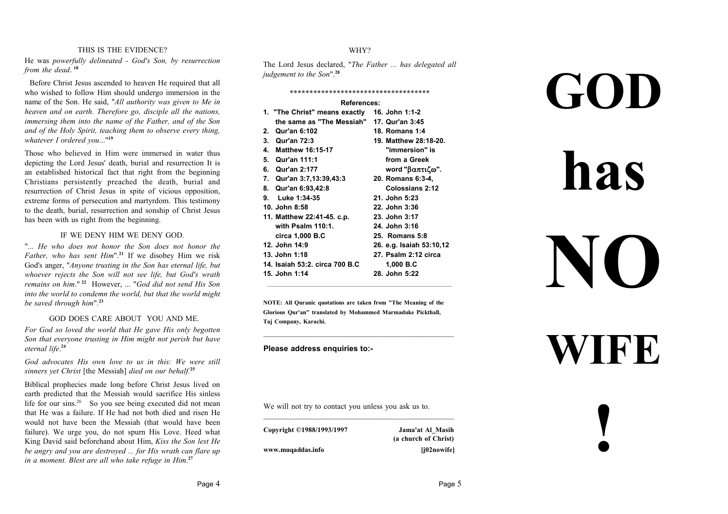## THIS IS THE EVIDENCE?

He was *powerfully delineated - God's Son, by resurrection from the dead*.[18]

Before Christ Jesus ascended to heaven He required that all who wished to follow Him should undergo immersion in the name of the Son. He said, "*All authority was given to Me in heaven and on earth. Therefore go, disciple all the nations, immersing them into the name of the Father, and of the Son and of the Holy Spirit, teaching them to observe every thing, whatever I ordered you...*"[19]

Those who believed in Him were immersed in water thus depicting the Lord Jesus' death, burial and resurrection It is an established historical fact that right from the beginning Christians persistently preached the death, burial and resurrection of Christ Jesus in spite of vicious opposition, extreme forms of persecution and martyrdom. This testimony to the death, burial, resurrection and sonship of Christ Jesus has been with us right from the beginning.

## IF WE DENY HIM WE DENY GOD.

"*... He who does not honor the Son does not honor the Father, who has sent Him*".[21] If we disobey Him we risk God's anger, "*Anyone trusting in the Son has eternal life, but whoever rejects the Son will not see life, but God's wrath remains on him.*" [22] However, ... "*God did not send His Son into the world to condemn the world, but that the world might be saved through him*".[23]

## GOD DOES CARE ABOUT YOU AND ME.

*For God so loved the world that He gave His only begotten Son that everyone trusting in Him might not perish but have eternal life.*[24]

*God advocates His own love to us in this: We were still sinners yet Christ* [the Messiah] *died on our behalf.*[25]

Biblical prophecies made long before Christ Jesus lived on earth predicted that the Messiah would sacrifice His sinless life for our sins.[26] So you see being executed did not mean that He was a failure. If He had not both died and risen He would not have been the Messiah (that would have been failure). We urge you, do not spurn His Love. Heed what King David said beforehand about Him, *Kiss the Son lest He be angry and you are destroyed ... for His wrath can flare up in a moment. Blest are all who take refuge in Him.*[27]

## WHY?

The Lord Jesus declared, "*The Father ... has delegated all judgement to the Son*".[28]

\*\*\*\*\*\*\*\*\*\*\*\*\*\*\*\*\*\*\*\*\*\*\*\*\*\*\*\*\*\*\*\*\*\*\*\*\*\*

**References:**

1. **"The Christ" means exactly the same as "The Messiah"**
2. **Qur'an 6:102**
3. **Qur'an 72:3**
4. **Matthew 16:15-17**
5. **Qur'an 111:1**
6. **Qur'an 2:177**
7. **Qur'an 3:7,13:39,43:3**
8. **Qur'an 6:93,42:8**
9. **Luke 1:34-35**
10. **John 8:58**
11. **Matthew 22:41-45. c.p. with Psalm 110:1. circa 1,000 B.C**
12. **John 14:9**
13. **John 1:18**
14. **Isaiah 53:2. circa 700 B.C**
15. **John 1:14**
16. **John 1:1-2**
17. **Qur'an 3:45**
18. **Romans 1:4**
19. **Matthew 28:18-20. "immersion" is from a Greek word "βαπτιζω".**
20. **Romans 6:3-4, Colossians 2:12**
21. **John 5:23**
22. **John 3:36**
23. **John 3:17**
24. **John 3:16**
25. **Romans 5:8**
26. **e.g. Isaiah 53:10,12**
27. **Psalm 2:12 circa 1,000 B.C**
28. **John 5:22**

**NOTE: All Quranic quotations are taken from "The Meaning of the Glorious Qur'an" translated by Mohammed Marmaduke Pickthall, Taj Company, Karachi.**

**Please address enquiries to:-**

We will not try to contact you unless you ask us to.

**Copyright ©1988/1993/1997**

**Jama'at Al_Masih (a church of Christ)**

**www.muqaddas.info**

**[j02nowife]**

# GOD has NO WIFE !